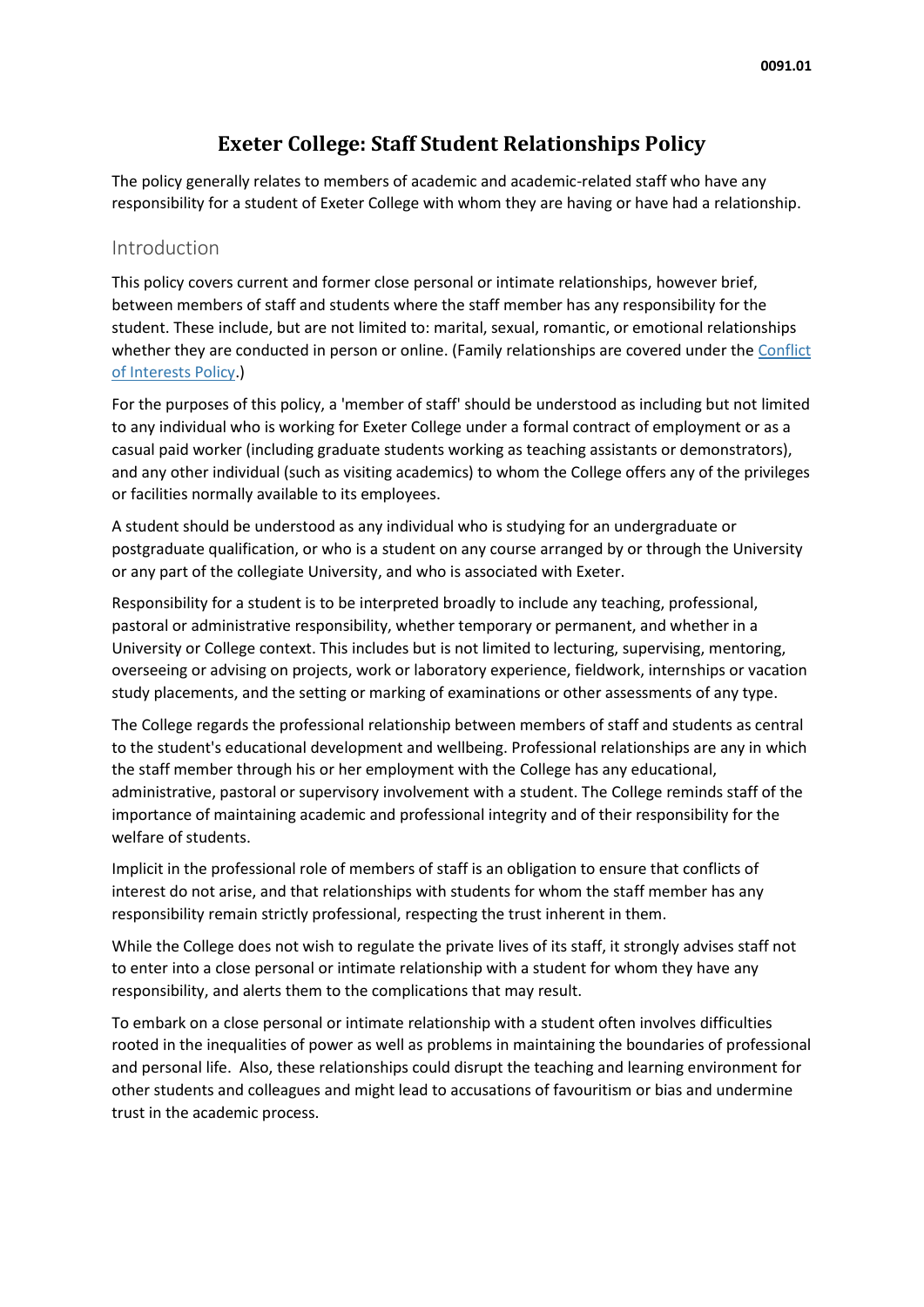# Exeter College: Staff Student Relationships Policy

The policy generally relates to members of academic and academic-related staff who have any responsibility for a student of Exeter College with whom they are having or have had a relationship.

## Introduction

This policy covers current and former close personal or intimate relationships, however brief, between members of staff and students where the staff member has any responsibility for the student. These include, but are not limited to: marital, sexual, romantic, or emotional relationships whether they are conducted in person or online. (Family relationships are covered under the [Conflict of Interests Policy](#).)

For the purposes of this policy, a 'member of staff' should be understood as including but not limited to any individual who is working for Exeter College under a formal contract of employment or as a casual paid worker (including graduate students working as teaching assistants or demonstrators), and any other individual (such as visiting academics) to whom the College offers any of the privileges or facilities normally available to its employees.

A student should be understood as any individual who is studying for an undergraduate or postgraduate qualification, or who is a student on any course arranged by or through the University or any part of the collegiate University, and who is associated with Exeter.

Responsibility for a student is to be interpreted broadly to include any teaching, professional, pastoral or administrative responsibility, whether temporary or permanent, and whether in a University or College context. This includes but is not limited to lecturing, supervising, mentoring, overseeing or advising on projects, work or laboratory experience, fieldwork, internships or vacation study placements, and the setting or marking of examinations or other assessments of any type.

The College regards the professional relationship between members of staff and students as central to the student's educational development and wellbeing. Professional relationships are any in which the staff member through his or her employment with the College has any educational, administrative, pastoral or supervisory involvement with a student. The College reminds staff of the importance of maintaining academic and professional integrity and of their responsibility for the welfare of students.

Implicit in the professional role of members of staff is an obligation to ensure that conflicts of interest do not arise, and that relationships with students for whom the staff member has any responsibility remain strictly professional, respecting the trust inherent in them.

While the College does not wish to regulate the private lives of its staff, it strongly advises staff not to enter into a close personal or intimate relationship with a student for whom they have any responsibility, and alerts them to the complications that may result.

To embark on a close personal or intimate relationship with a student often involves difficulties rooted in the inequalities of power as well as problems in maintaining the boundaries of professional and personal life. Also, these relationships could disrupt the teaching and learning environment for other students and colleagues and might lead to accusations of favouritism or bias and undermine trust in the academic process.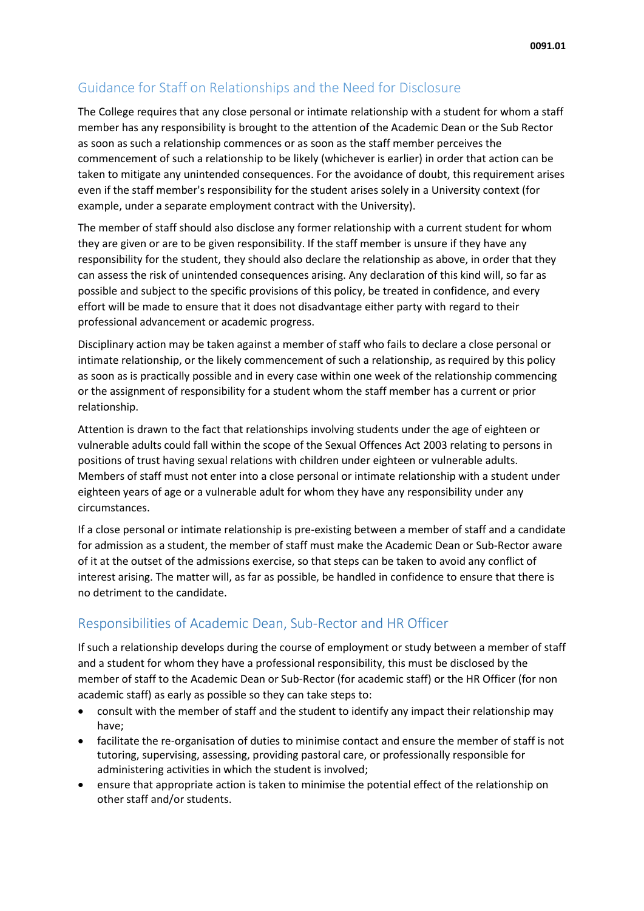## Guidance for Staff on Relationships and the Need for Disclosure

The College requires that any close personal or intimate relationship with a student for whom a staff member has any responsibility is brought to the attention of the Academic Dean or the Sub Rector as soon as such a relationship commences or as soon as the staff member perceives the commencement of such a relationship to be likely (whichever is earlier) in order that action can be taken to mitigate any unintended consequences. For the avoidance of doubt, this requirement arises even if the staff member's responsibility for the student arises solely in a University context (for example, under a separate employment contract with the University).

The member of staff should also disclose any former relationship with a current student for whom they are given or are to be given responsibility. If the staff member is unsure if they have any responsibility for the student, they should also declare the relationship as above, in order that they can assess the risk of unintended consequences arising. Any declaration of this kind will, so far as possible and subject to the specific provisions of this policy, be treated in confidence, and every effort will be made to ensure that it does not disadvantage either party with regard to their professional advancement or academic progress.

Disciplinary action may be taken against a member of staff who fails to declare a close personal or intimate relationship, or the likely commencement of such a relationship, as required by this policy as soon as is practically possible and in every case within one week of the relationship commencing or the assignment of responsibility for a student whom the staff member has a current or prior relationship.

Attention is drawn to the fact that relationships involving students under the age of eighteen or vulnerable adults could fall within the scope of the Sexual Offences Act 2003 relating to persons in positions of trust having sexual relations with children under eighteen or vulnerable adults. Members of staff must not enter into a close personal or intimate relationship with a student under eighteen years of age or a vulnerable adult for whom they have any responsibility under any circumstances.

If a close personal or intimate relationship is pre-existing between a member of staff and a candidate for admission as a student, the member of staff must make the Academic Dean or Sub-Rector aware of it at the outset of the admissions exercise, so that steps can be taken to avoid any conflict of interest arising. The matter will, as far as possible, be handled in confidence to ensure that there is no detriment to the candidate.

## Responsibilities of Academic Dean, Sub-Rector and HR Officer

If such a relationship develops during the course of employment or study between a member of staff and a student for whom they have a professional responsibility, this must be disclosed by the member of staff to the Academic Dean or Sub-Rector (for academic staff) or the HR Officer (for non academic staff) as early as possible so they can take steps to:

- consult with the member of staff and the student to identify any impact their relationship may have;
- facilitate the re-organisation of duties to minimise contact and ensure the member of staff is not tutoring, supervising, assessing, providing pastoral care, or professionally responsible for administering activities in which the student is involved;
- ensure that appropriate action is taken to minimise the potential effect of the relationship on other staff and/or students.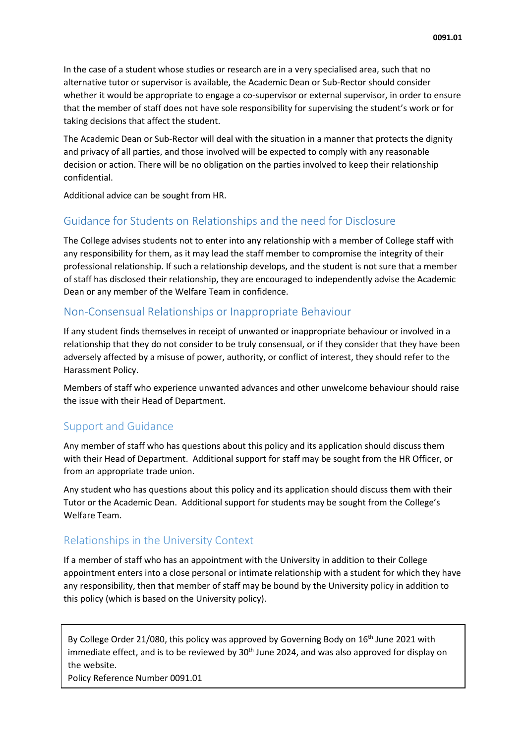In the case of a student whose studies or research are in a very specialised area, such that no alternative tutor or supervisor is available, the Academic Dean or Sub-Rector should consider whether it would be appropriate to engage a co-supervisor or external supervisor, in order to ensure that the member of staff does not have sole responsibility for supervising the student's work or for taking decisions that affect the student.

The Academic Dean or Sub-Rector will deal with the situation in a manner that protects the dignity and privacy of all parties, and those involved will be expected to comply with any reasonable decision or action. There will be no obligation on the parties involved to keep their relationship confidential.

Additional advice can be sought from HR.

## Guidance for Students on Relationships and the need for Disclosure

The College advises students not to enter into any relationship with a member of College staff with any responsibility for them, as it may lead the staff member to compromise the integrity of their professional relationship. If such a relationship develops, and the student is not sure that a member of staff has disclosed their relationship, they are encouraged to independently advise the Academic Dean or any member of the Welfare Team in confidence.

## Non-Consensual Relationships or Inappropriate Behaviour

If any student finds themselves in receipt of unwanted or inappropriate behaviour or involved in a relationship that they do not consider to be truly consensual, or if they consider that they have been adversely affected by a misuse of power, authority, or conflict of interest, they should refer to the Harassment Policy.

Members of staff who experience unwanted advances and other unwelcome behaviour should raise the issue with their Head of Department.

## Support and Guidance

Any member of staff who has questions about this policy and its application should discuss them with their Head of Department. Additional support for staff may be sought from the HR Officer, or from an appropriate trade union.

Any student who has questions about this policy and its application should discuss them with their Tutor or the Academic Dean. Additional support for students may be sought from the College's Welfare Team.

## Relationships in the University Context

If a member of staff who has an appointment with the University in addition to their College appointment enters into a close personal or intimate relationship with a student for which they have any responsibility, then that member of staff may be bound by the University policy in addition to this policy (which is based on the University policy).

By College Order 21/080, this policy was approved by Governing Body on 16th June 2021 with immediate effect, and is to be reviewed by 30th June 2024, and was also approved for display on the website.
Policy Reference Number 0091.01